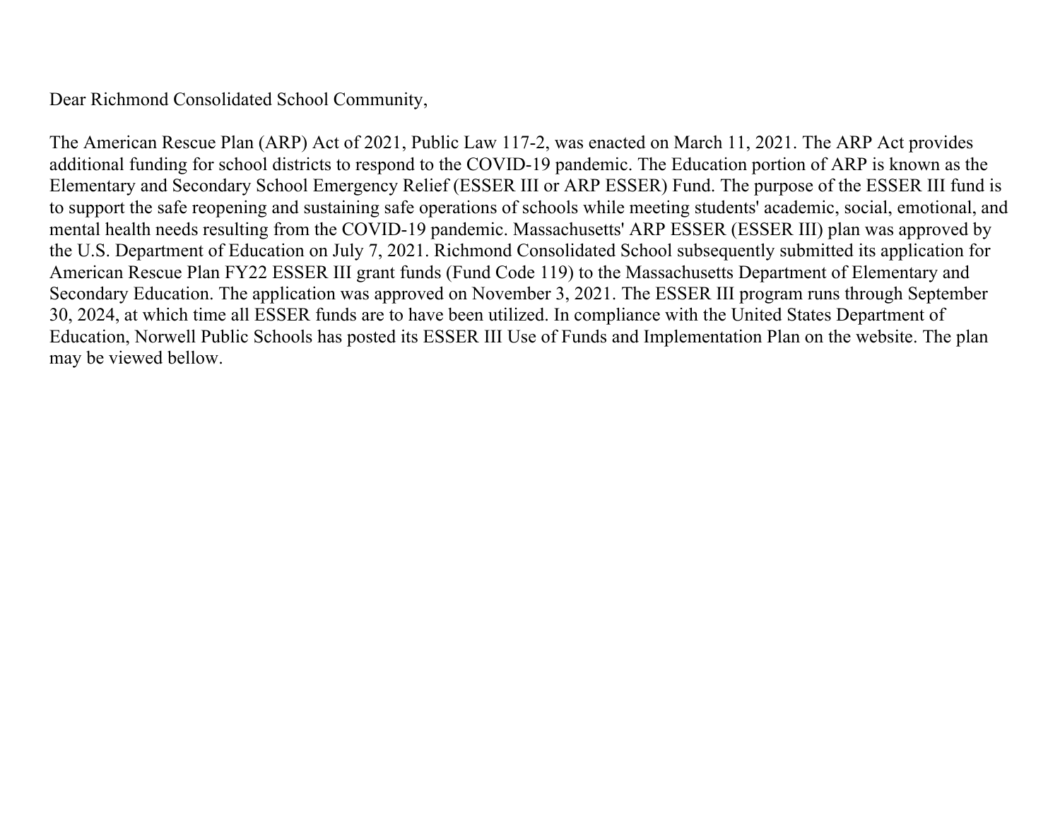Dear Richmond Consolidated School Community,

The American Rescue Plan (ARP) Act of 2021, Public Law 117-2, was enacted on March 11, 2021. The ARP Act provides additional funding for school districts to respond to the COVID-19 pandemic. The Education portion of ARP is known as the Elementary and Secondary School Emergency Relief (ESSER III or ARP ESSER) Fund. The purpose of the ESSER III fund is to support the safe reopening and sustaining safe operations of schools while meeting students' academic, social, emotional, and mental health needs resulting from the COVID-19 pandemic. Massachusetts' ARP ESSER (ESSER III) plan was approved by the U.S. Department of Education on July 7, 2021. Richmond Consolidated School subsequently submitted its application for American Rescue Plan FY22 ESSER III grant funds (Fund Code 119) to the Massachusetts Department of Elementary and Secondary Education. The application was approved on November 3, 2021. The ESSER III program runs through September 30, 2024, at which time all ESSER funds are to have been utilized. In compliance with the United States Department of Education, Norwell Public Schools has posted its ESSER III Use of Funds and Implementation Plan on the website. The plan may be viewed bellow.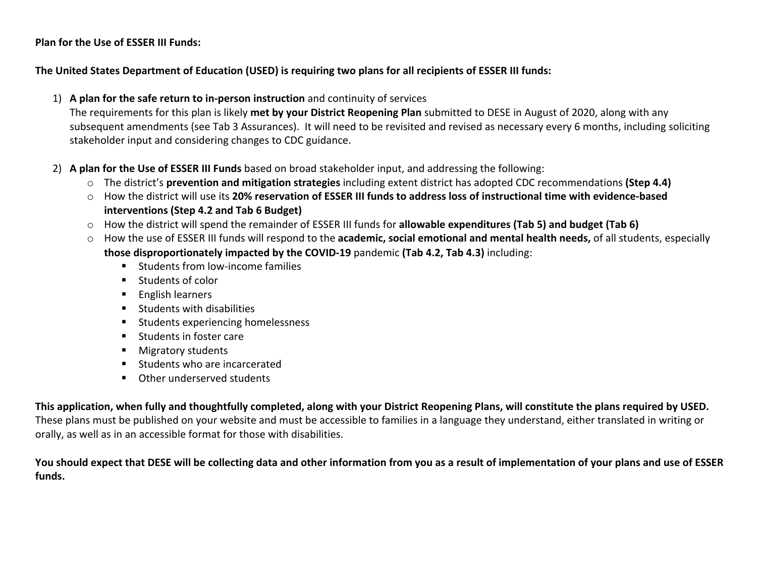**Plan for the Use of ESSER III Funds:**

**The United States Department of Education (USED) is requiring two plans for all recipients of ESSER III funds:**

1) **A plan for the safe return to in-person instruction** and continuity of services
   The requirements for this plan is likely **met by your District Reopening Plan** submitted to DESE in August of 2020, along with any subsequent amendments (see Tab 3 Assurances). It will need to be revisited and revised as necessary every 6 months, including soliciting stakeholder input and considering changes to CDC guidance.

2) **A plan for the Use of ESSER III Funds** based on broad stakeholder input, and addressing the following:
   - The district's **prevention and mitigation strategies** including extent district has adopted CDC recommendations **(Step 4.4)**
   - How the district will use its **20% reservation of ESSER III funds to address loss of instructional time with evidence-based interventions (Step 4.2 and Tab 6 Budget)**
   - How the district will spend the remainder of ESSER III funds for **allowable expenditures (Tab 5) and budget (Tab 6)**
   - How the use of ESSER III funds will respond to the **academic, social emotional and mental health needs,** of all students, especially **those disproportionately impacted by the COVID-19** pandemic **(Tab 4.2, Tab 4.3)** including:
     - Students from low-income families
     - Students of color
     - English learners
     - Students with disabilities
     - Students experiencing homelessness
     - Students in foster care
     - Migratory students
     - Students who are incarcerated
     - Other underserved students

**This application, when fully and thoughtfully completed, along with your District Reopening Plans, will constitute the plans required by USED.** These plans must be published on your website and must be accessible to families in a language they understand, either translated in writing or orally, as well as in an accessible format for those with disabilities.

**You should expect that DESE will be collecting data and other information from you as a result of implementation of your plans and use of ESSER funds.**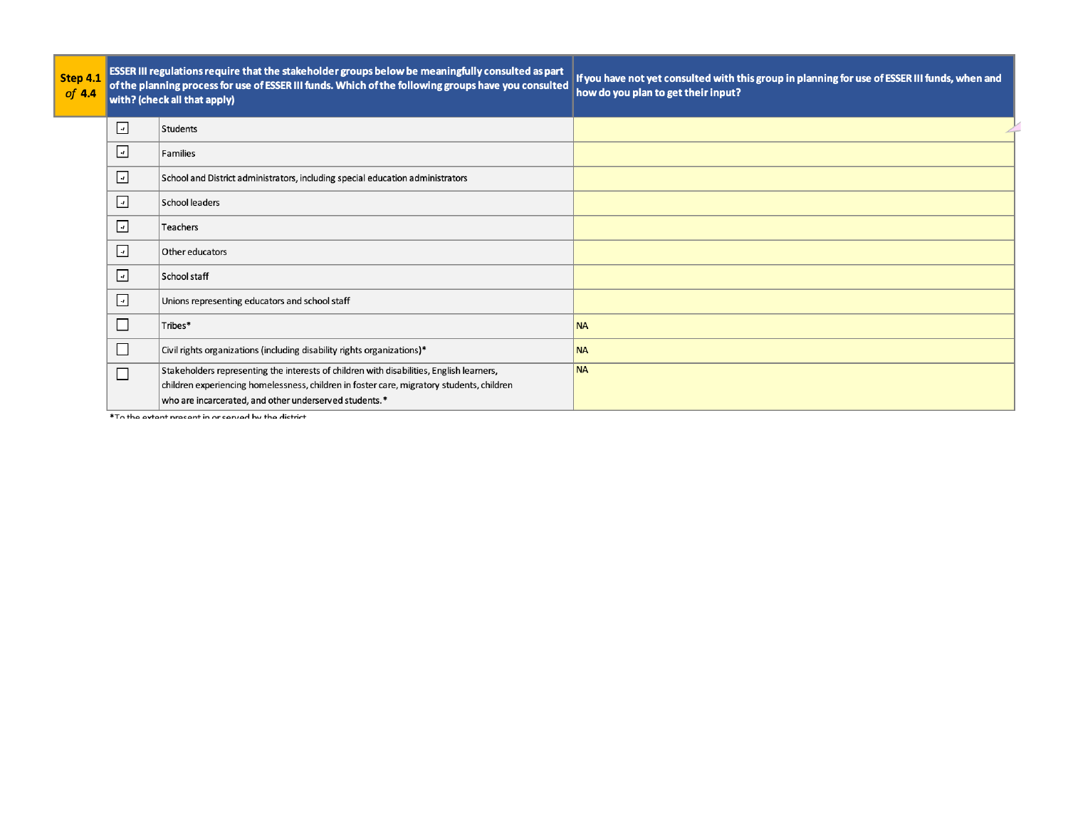| Step 4.1 *of* 4.4 | ESSER III regulations require that the stakeholder groups below be meaningfully consulted as part of the planning process for use of ESSER III funds. Which of the following groups have you consulted with? (check all that apply) | | If you have not yet consulted with this group in planning for use of ESSER III funds, when and how do you plan to get their input? |
|---|---|---|---|
| | ☑ | Students | |
| | ☑ | Families | |
| | ☑ | School and District administrators, including special education administrators | |
| | ☑ | School leaders | |
| | ☑ | Teachers | |
| | ☑ | Other educators | |
| | ☑ | School staff | |
| | ☑ | Unions representing educators and school staff | |
| | ☐ | Tribes* | NA |
| | ☐ | Civil rights organizations (including disability rights organizations)* | NA |
| | ☐ | Stakeholders representing the interests of children with disabilities, English learners, children experiencing homelessness, children in foster care, migratory students, children who are incarcerated, and other underserved students.* | NA |

*To the extent present in or served by the district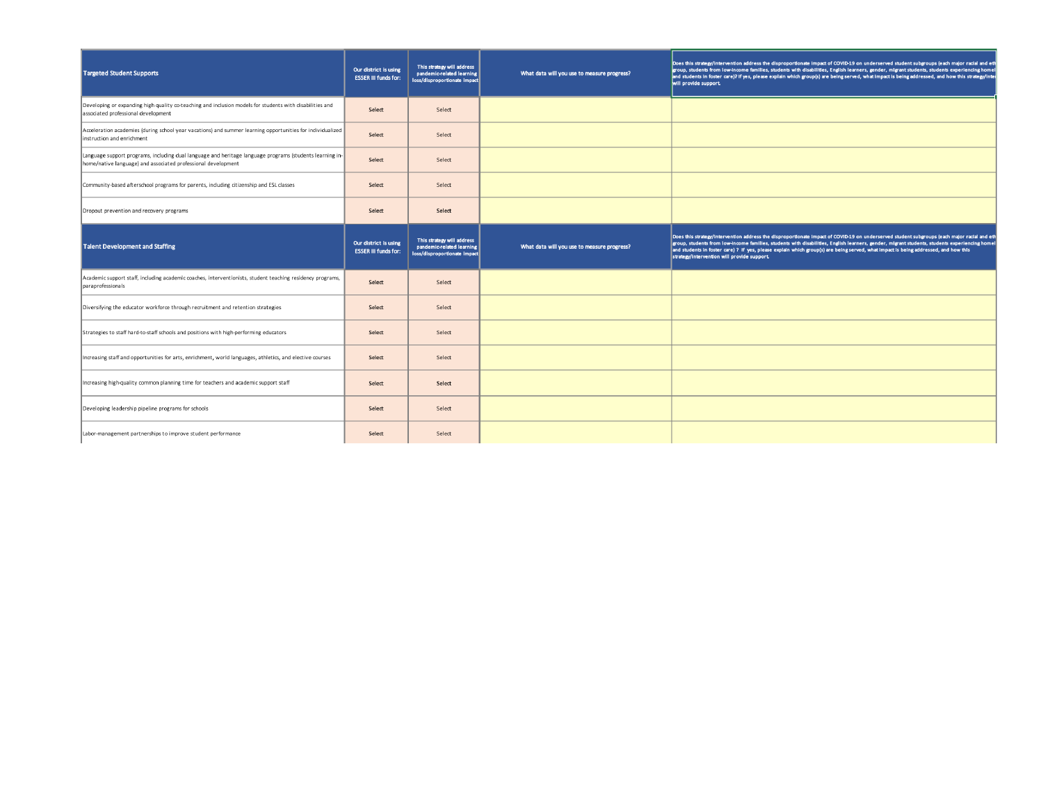| Targeted Student Supports | Our district is using ESSER III funds for: | This strategy will address pandemic-related learning loss/disproportionate impact | What data will you use to measure progress? | Does this strategy/intervention address the disproportionate impact of COVID-19 on underserved student subgroups (each major racial and ethnic group, students from low-income families, students with disabilities, English learners, gender, migrant students, students experiencing homelessness, and students in foster care)? If yes, please explain which group(s) are being served, what impact is being addressed, and how this strategy/intervention will provide support. |
|---|---|---|---|---|
| Developing or expanding high quality co-teaching and inclusion models for students with disabilities and associated professional development | Select | Select | | |
| Acceleration academies (during school year vacations) and summer learning opportunities for individualized instruction and enrichment | Select | Select | | |
| Language support programs, including dual language and heritage language programs (students learning in-home/native language) and associated professional development | Select | Select | | |
| Community-based afterschool programs for parents, including citizenship and ESL classes | Select | Select | | |
| Dropout prevention and recovery programs | Select | Select | | |
| **Talent Development and Staffing** | **Our district is using ESSER III funds for:** | **This strategy will address pandemic-related learning loss/disproportionate impact** | **What data will you use to measure progress?** | **Does this strategy/intervention address the disproportionate impact of COVID-19 on underserved student subgroups (each major racial and ethnic group, students from low-income families, students with disabilities, English learners, gender, migrant students, students experiencing homelessness, and students in foster care) ? If yes, please explain which group(s) are being served, what impact is being addressed, and how this strategy/intervention will provide support.** |
| Academic support staff, including academic coaches, interventionists, student teaching residency programs, paraprofessionals | Select | Select | | |
| Diversifying the educator workforce through recruitment and retention strategies | Select | Select | | |
| Strategies to staff hard-to-staff schools and positions with high-performing educators | Select | Select | | |
| Increasing staff and opportunities for arts, enrichment, world languages, athletics, and elective courses | Select | Select | | |
| Increasing high-quality common planning time for teachers and academic support staff | Select | Select | | |
| Developing leadership pipeline programs for schools | Select | Select | | |
| Labor-management partnerships to improve student performance | Select | Select | | |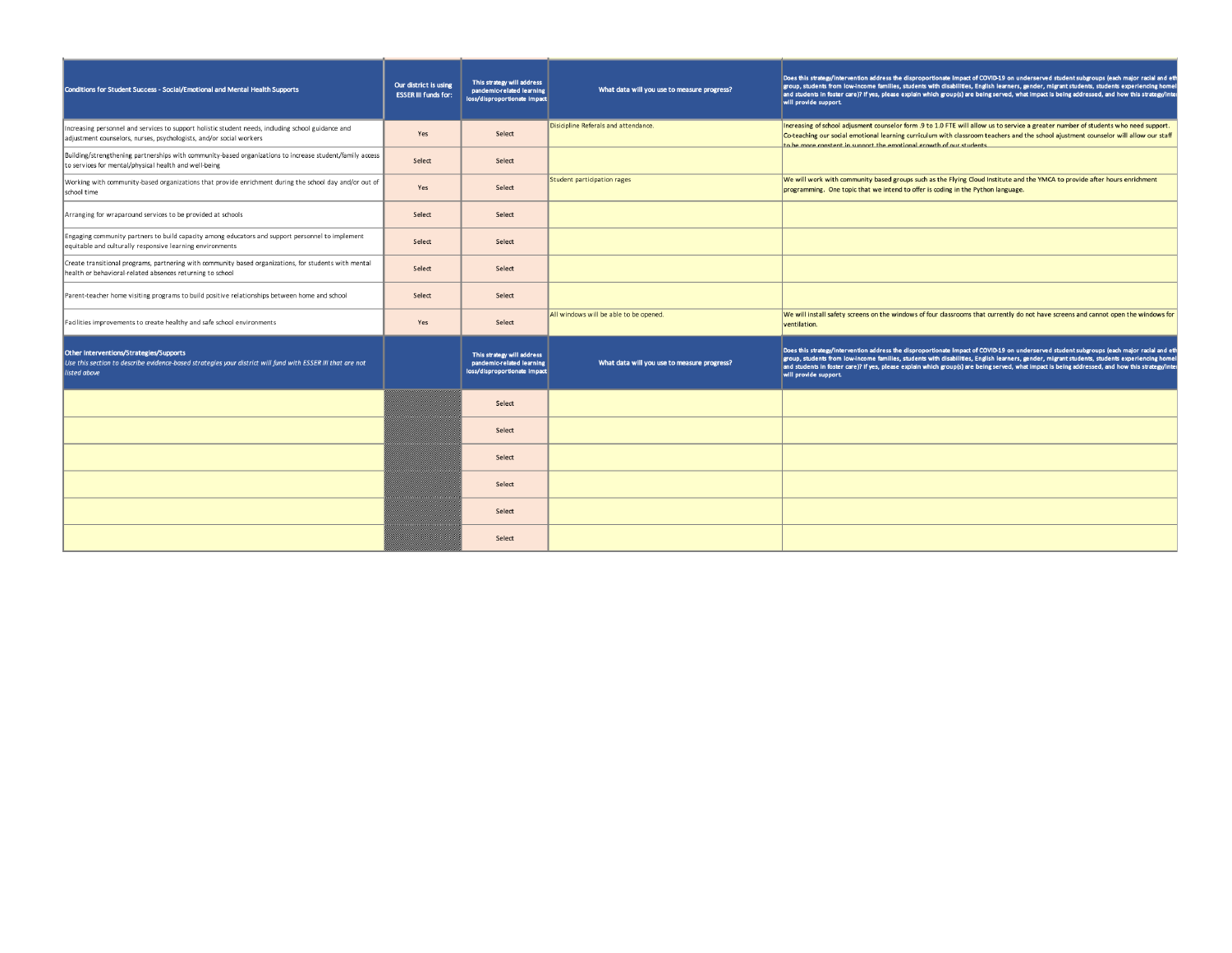| Conditions for Student Success - Social/Emotional and Mental Health Supports | Our district is using ESSER III funds for: | This strategy will address pandemic-related learning loss/disproportionate impact | What data will you use to measure progress? | Does this strategy/intervention address the disproportionate impact of COVID-19 on underserved student subgroups (each major racial and eth group, students from low-income families, students with disabilities, English learners, gender, migrant students, students experiencing homel and students in foster care)? If yes, please explain which group(s) are being served, what impact is being addressed, and how this strategy/inter will provide support. |
|---|---|---|---|---|
| Increasing personnel and services to support holistic student needs, including school guidance and adjustment counselors, nurses, psychologists, and/or social workers | Yes | Select | Disicipline Referals and attendance. | Increasing of school adjusment counselor form .9 to 1.0 FTE will allow us to service a greater number of students who need support. Co-teaching our social emotional learning curriculum with classroom teachers and the school ajustment counselor will allow our staff to be more constent in support the emotional growth of our students. |
| Building/strengthening partnerships with community-based organizations to increase student/family access to services for mental/physical health and well-being | Select | Select | | |
| Working with community-based organizations that provide enrichment during the school day and/or out of school time | Yes | Select | Student participation rages | We will work with community based groups such as the Flying Cloud Institute and the YMCA to provide after hours enrichment programming. One topic that we intend to offer is coding in the Python language. |
| Arranging for wraparound services to be provided at schools | Select | Select | | |
| Engaging community partners to build capacity among educators and support personnel to implement equitable and culturally responsive learning environments | Select | Select | | |
| Create transitional programs, partnering with community based organizations, for students with mental health or behavioral-related absences returning to school | Select | Select | | |
| Parent-teacher home visiting programs to build positive relationships between home and school | Select | Select | | |
| Facilities improvements to create healthy and safe school environments | Yes | Select | All windows will be able to be opened. | We will install safety screens on the windows of four classrooms that currently do not have screens and cannot open the windows for ventilation. |
| **Other Interventions/Strategies/Supports** *Use this section to describe evidence-based strategies your district will fund with ESSER III that are not listed above* | | This strategy will address pandemic-related learning loss/disproportionate impact | What data will you use to measure progress? | Does this strategy/intervention address the disproportionate impact of COVID-19 on underserved student subgroups (each major racial and eth group, students from low-income families, students with disabilities, English learners, gender, migrant students, students experiencing homel and students in foster care)? If yes, please explain which group(s) are being served, what impact is being addressed, and how this strategy/inter will provide support. |
| | | Select | | |
| | | Select | | |
| | | Select | | |
| | | Select | | |
| | | Select | | |
| | | Select | | |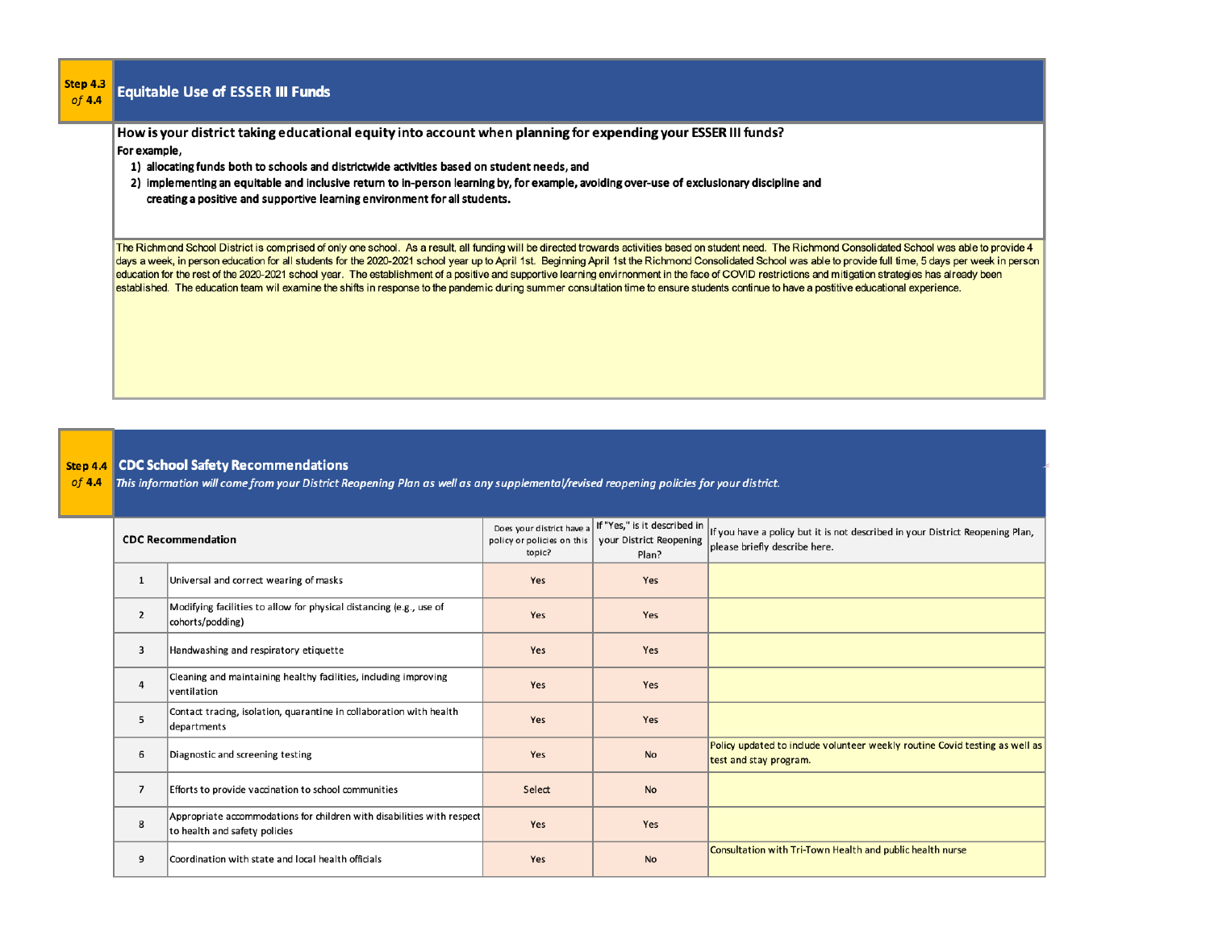## Step 4.3 of 4.4 — Equitable Use of ESSER III Funds

**How is your district taking educational equity into account when planning for expending your ESSER III funds?**

**For example,**

1) **allocating funds both to schools and districtwide activities based on student needs, and**
2) **implementing an equitable and inclusive return to in-person learning by, for example, avoiding over-use of exclusionary discipline and creating a positive and supportive learning environment for all students.**

The Richmond School District is comprised of only one school. As a result, all funding will be directed trowards activities based on student need. The Richmond Consolidated School was able to provide 4 days a week, in person education for all students for the 2020-2021 school year up to April 1st. Beginning April 1st the Richmond Consolidated School was able to provide full time, 5 days per week in person education for the rest of the 2020-2021 school year. The establishment of a positive and supportive learning envirnonment in the face of COVID restrictions and mitigation strategies has already been established. The education team wil examine the shifts in response to the pandemic during summer consultation time to ensure students continue to have a postitive educational experience.

## Step 4.4 of 4.4 — CDC School Safety Recommendations

*This information will come from your District Reopening Plan as well as any supplemental/revised reopening policies for your district.*

| | CDC Recommendation | Does your district have a policy or policies on this topic? | If "Yes," is it described in your District Reopening Plan? | If you have a policy but it is not described in your District Reopening Plan, please briefly describe here. |
|---|---|---|---|---|
| 1 | Universal and correct wearing of masks | Yes | Yes | |
| 2 | Modifying facilities to allow for physical distancing (e.g., use of cohorts/podding) | Yes | Yes | |
| 3 | Handwashing and respiratory etiquette | Yes | Yes | |
| 4 | Cleaning and maintaining healthy facilities, including improving ventilation | Yes | Yes | |
| 5 | Contact tracing, isolation, quarantine in collaboration with health departments | Yes | Yes | |
| 6 | Diagnostic and screening testing | Yes | No | Policy updated to include volunteer weekly routine Covid testing as well as test and stay program. |
| 7 | Efforts to provide vaccination to school communities | Select | No | |
| 8 | Appropriate accommodations for children with disabilities with respect to health and safety policies | Yes | Yes | |
| 9 | Coordination with state and local health officials | Yes | No | Consultation with Tri-Town Health and public health nurse |